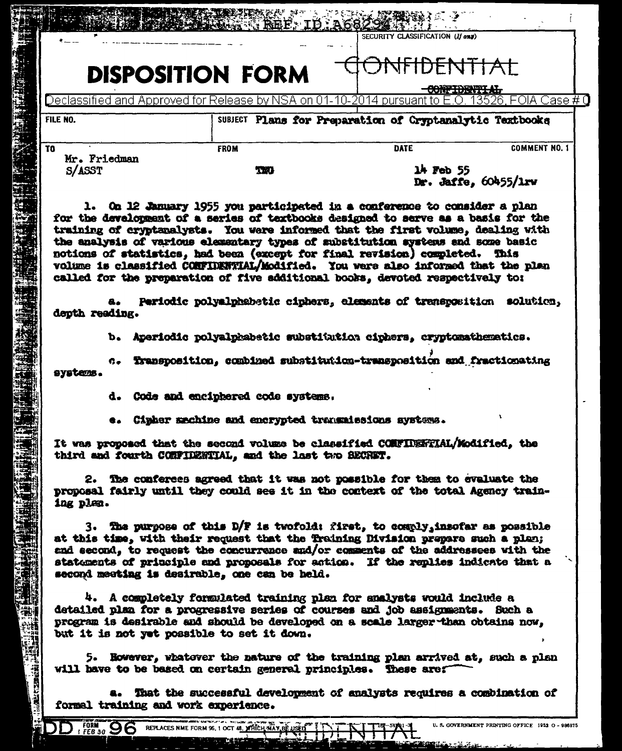REF ID:A68294

SECURITY CLASSIFICATION (If any)

# DISPOSITION FORM

CONFIDENTIAL

~~CONFIDENTIAL~~

Declassified and Approved for Release by NSA on 01-10-2014 pursuant to E.O. 13526, FOIA Case # 0

| FILE NO. | SUBJECT Plans for Preparation of Cryptanalytic Textbooks | | |
|---|---|---|---|
| TO Mr. Friedman S/ASST | FROM TWO | DATE 14 Feb 55 Dr. Jaffe, 60455/lrw | COMMENT NO. 1 |

1. On 12 January 1955 you participated in a conference to consider a plan for the development of a series of textbooks designed to serve as a basis for the training of cryptanalysts. You were informed that the first volume, dealing with the analysis of various elementary types of substitution systems and some basic notions of statistics, had been (except for final revision) completed. This volume is classified CONFIDENTIAL/Modified. You were also informed that the plan called for the preparation of five additional books, devoted respectively to:

   a. Periodic polyalphabetic ciphers, elements of transposition solution, depth reading.

   b. Aperiodic polyalphabetic substitution ciphers, cryptomathematics.

   c. Transposition, combined substitution-transposition and fractionating systems.

   d. Code and enciphered code systems.

   e. Cipher machine and encrypted transmissions systems.

It was proposed that the second volume be classified CONFIDENTIAL/Modified, the third and fourth CONFIDENTIAL, and the last two SECRET.

2. The conferees agreed that it was not possible for them to evaluate the proposal fairly until they could see it in the context of the total Agency training plan.

3. The purpose of this D/F is twofold: first, to comply, insofar as possible at this time, with their request that the Training Division prepare such a plan; and second, to request the concurrence and/or comments of the addressees with the statements of principle and proposals for action. If the replies indicate that a second meeting is desirable, one can be held.

4. A completely formulated training plan for analysts would include a detailed plan for a progressive series of courses and job assignments. Such a program is desirable and should be developed on a scale larger than obtains now, but it is not yet possible to set it down.

5. However, whatever the nature of the training plan arrived at, such a plan will have to be based on certain general principles. These are:

   a. That the successful development of analysts requires a combination of formal training and work experience.

DD FORM 96 1 FEB 50 REPLACES NME FORM 96, 1 OCT 48, WHICH MAY BE USED CONFIDENTIAL U. S. GOVERNMENT PRINTING OFFICE 1952 O - 986875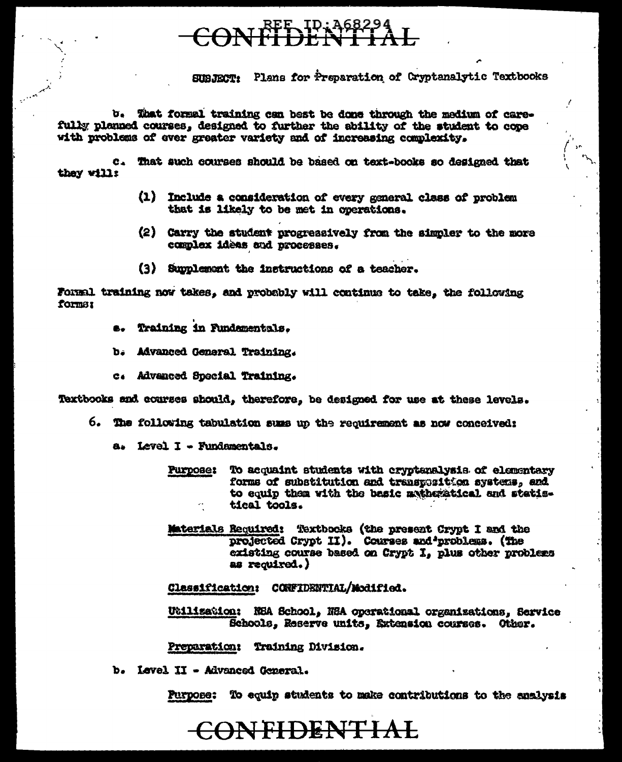SUBJECT: Plans for Preparation of Cryptanalytic Textbooks

b. That formal training can best be done through the medium of carefully planned courses, designed to further the ability of the student to cope with problems of ever greater variety and of increasing complexity.

c. That such courses should be based on text-books so designed that they will:

(1) Include a consideration of every general class of problem that is likely to be met in operations.

(2) Carry the student progressively from the simpler to the more complex ideas and processes.

(3) Supplement the instructions of a teacher.

Formal training now takes, and probably will continue to take, the following forms:

a. Training in Fundamentals.

b. Advanced General Training.

c. Advanced Special Training.

Textbooks and courses should, therefore, be designed for use at these levels.

6. The following tabulation sums up the requirement as now conceived:

a. Level I - Fundamentals.

Purpose: To acquaint students with cryptanalysis of elementary forms of substitution and transposition systems, and to equip them with the basic mathematical and statistical tools.

Materials Required: Textbooks (the present Crypt I and the projected Crypt II). Courses and problems. (The existing course based on Crypt I, plus other problems as required.)

Classification: CONFIDENTIAL/Modified.

Utilization: NSA School, NSA operational organizations, Service Schools, Reserve units, Extension courses. Other.

Preparation: Training Division.

b. Level II - Advanced General.

Purpose: To equip students to make contributions to the analysis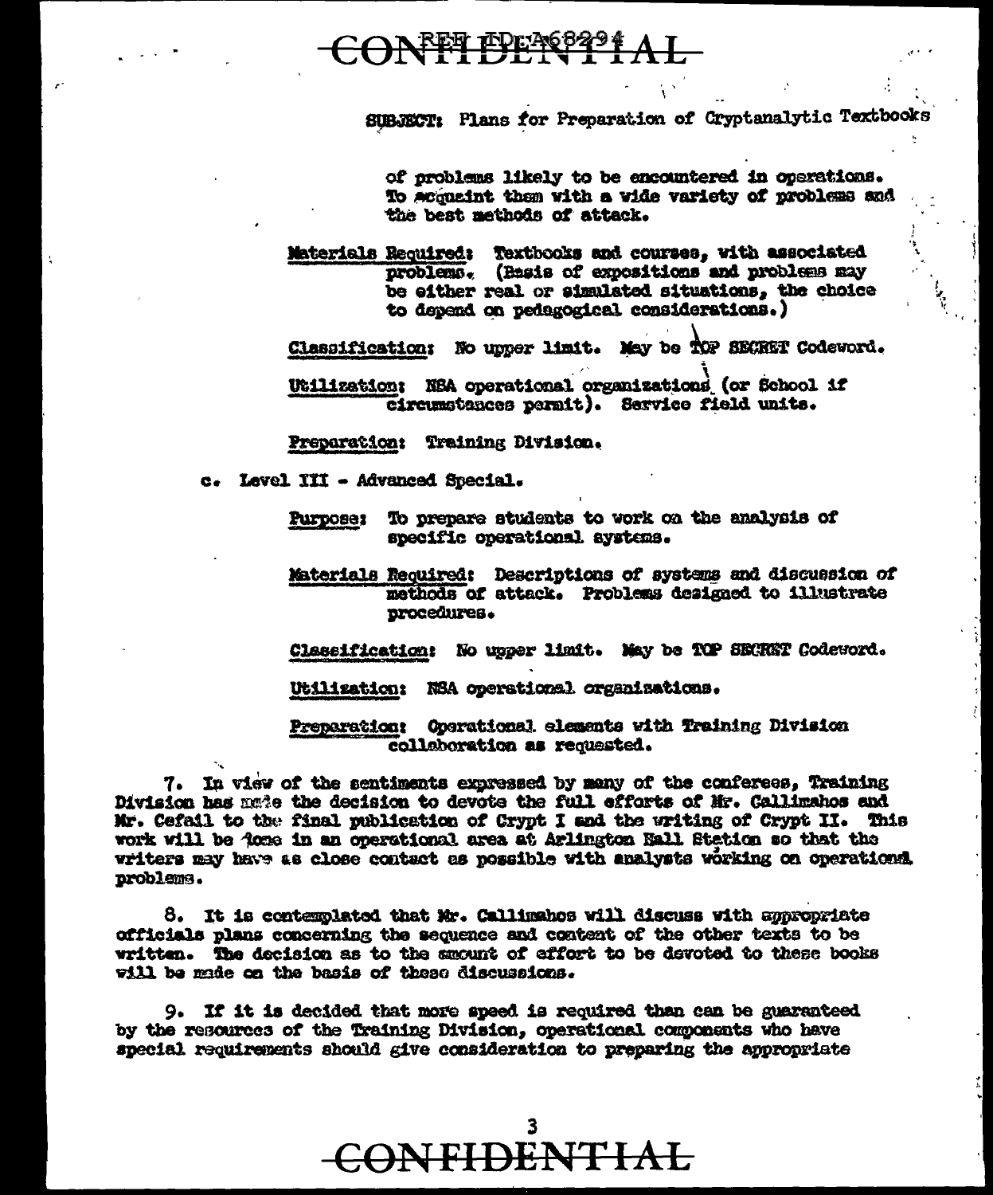SUBJECT: Plans for Preparation of Cryptanalytic Textbooks

of problems likely to be encountered in operations. To acquaint them with a wide variety of problems and the best methods of attack.

Materials Required: Textbooks and courses, with associated problems. (Basis of expositions and problems may be either real or simulated situations, the choice to depend on pedagogical considerations.)

Classification: No upper limit. May be TOP SECRET Codeword.

Utilization: NSA operational organizations (or School if circumstances permit). Service field units.

Preparation: Training Division.

c. Level III - Advanced Special.

Purpose: To prepare students to work on the analysis of specific operational systems.

Materials Required: Descriptions of systems and discussion of methods of attack. Problems designed to illustrate procedures.

Classification: No upper limit. May be TOP SECRET Codeword.

Utilization: NSA operational organizations.

Preparation: Operational elements with Training Division collaboration as requested.

7. In view of the sentiments expressed by many of the conferees, Training Division has made the decision to devote the full efforts of Mr. Callimahos and Mr. Cefail to the final publication of Crypt I and the writing of Crypt II. This work will be done in an operational area at Arlington Hall Station so that the writers may have as close contact as possible with analysts working on operational problems.

8. It is contemplated that Mr. Callimahos will discuss with appropriate officials plans concerning the sequence and content of the other texts to be written. The decision as to the amount of effort to be devoted to these books will be made on the basis of these discussions.

9. If it is decided that more speed is required than can be guaranteed by the resources of the Training Division, operational components who have special requirements should give consideration to preparing the appropriate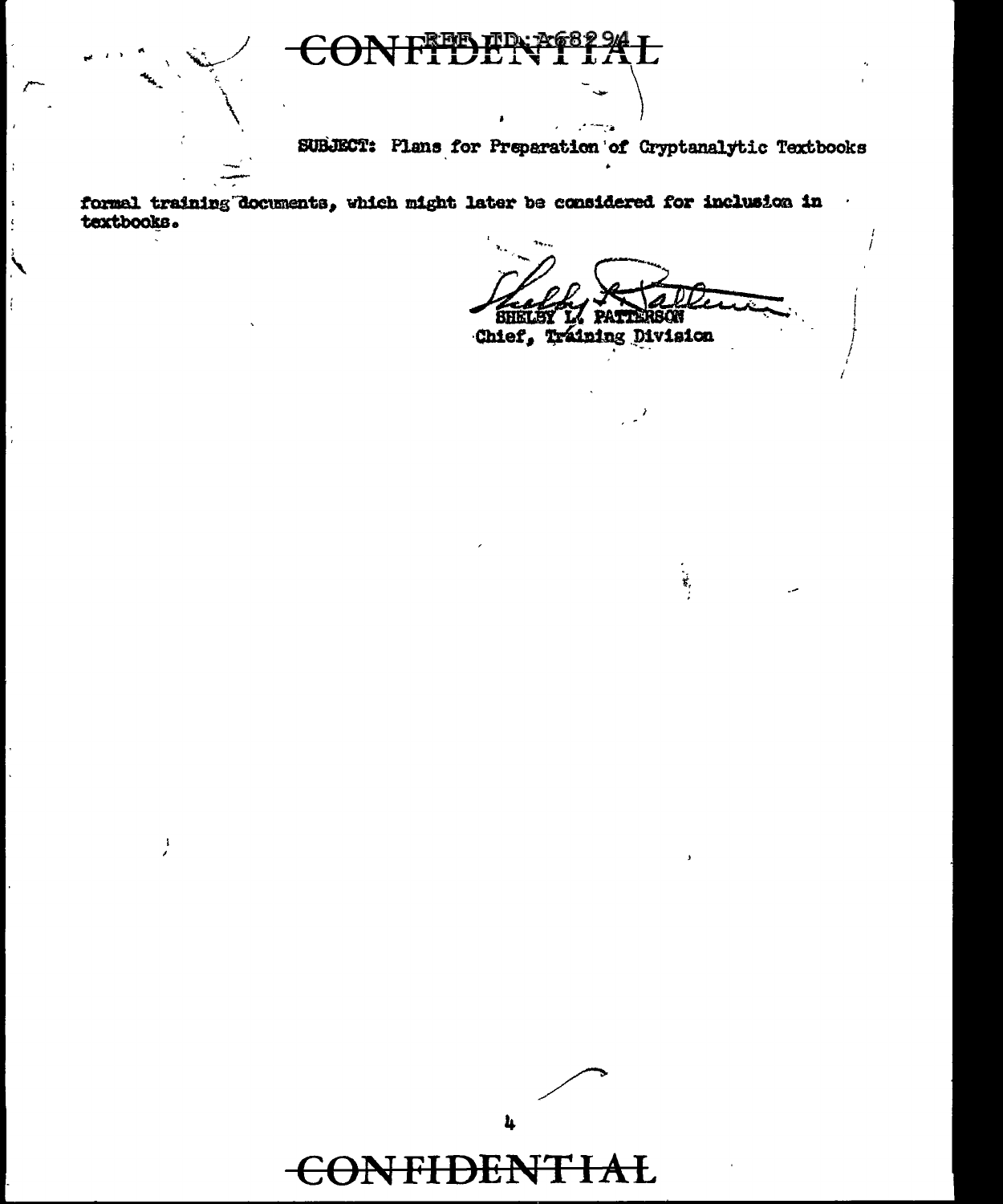SUBJECT: Plans for Preparation of Cryptanalytic Textbooks

formal training documents, which might later be considered for inclusion in textbooks.

SHELBY L. PATTERSON
Chief, Training Division